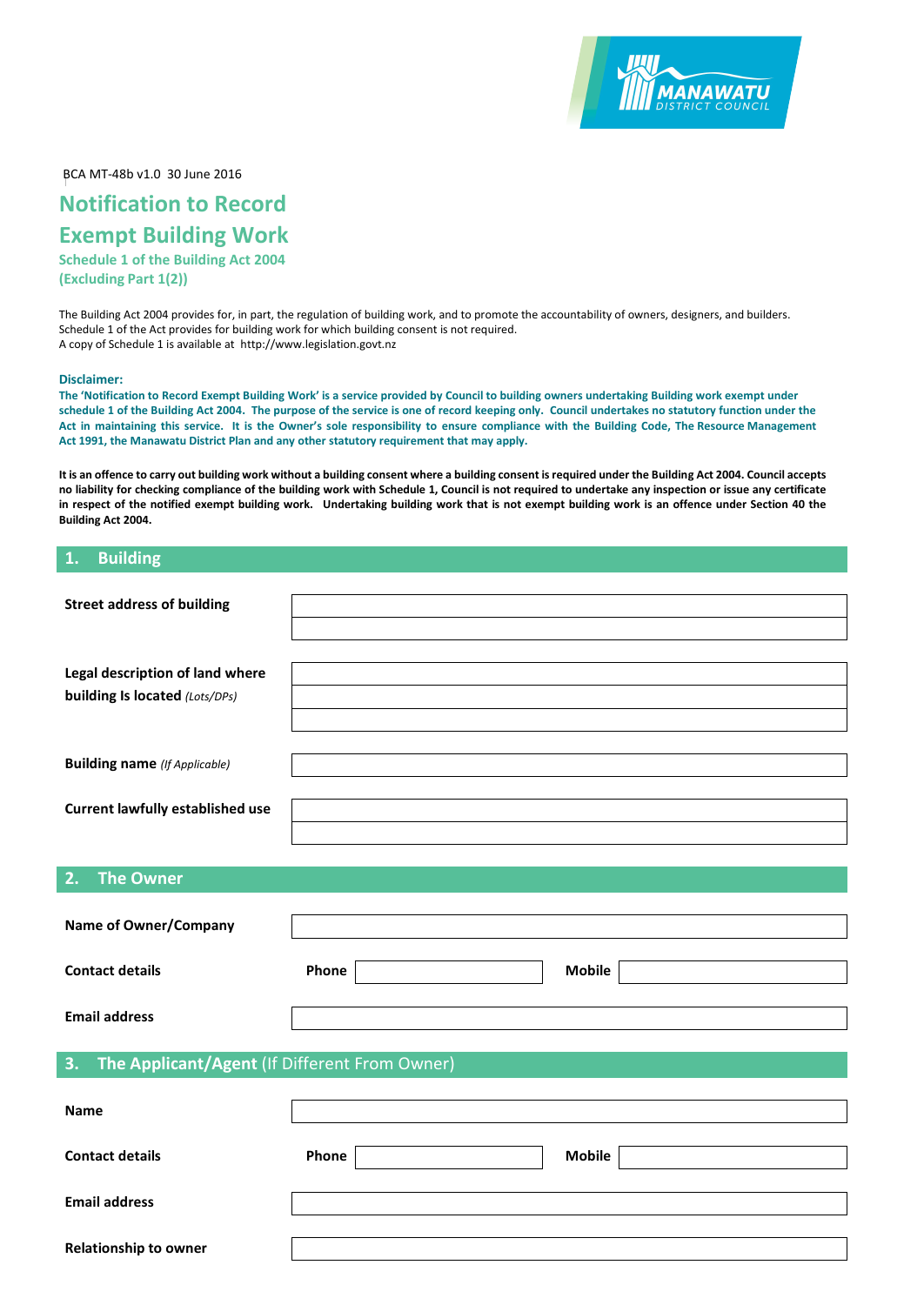BCA MT-48b v1.0 30 June 2016

# Notification to Record Exempt Building Work

### Schedule 1 of the Building Act 2004 (Excluding Part 1(2))

The Building Act 2004 provides for, in part, the regulation of building work, and to promote the accountability of owners, designers, and builders. Schedule 1 of the Act provides for building work for which building consent is not required.
A copy of Schedule 1 is available at http://www.legislation.govt.nz

**Disclaimer:**
**The 'Notification to Record Exempt Building Work' is a service provided by Council to building owners undertaking Building work exempt under schedule 1 of the Building Act 2004. The purpose of the service is one of record keeping only. Council undertakes no statutory function under the Act in maintaining this service. It is the Owner's sole responsibility to ensure compliance with the Building Code, The Resource Management Act 1991, the Manawatu District Plan and any other statutory requirement that may apply.**

**It is an offence to carry out building work without a building consent where a building consent is required under the Building Act 2004. Council accepts no liability for checking compliance of the building work with Schedule 1, Council is not required to undertake any inspection or issue any certificate in respect of the notified exempt building work. Undertaking building work that is not exempt building work is an offence under Section 40 the Building Act 2004.**

## 1. Building

| | |
|---|---|
| **Street address of building** | |
| **Legal description of land where building Is located** *(Lots/DPs)* | |
| **Building name** *(If Applicable)* | |
| **Current lawfully established use** | |

## 2. The Owner

| | | | | |
|---|---|---|---|---|
| **Name of Owner/Company** | | | | |
| **Contact details** | **Phone** | | **Mobile** | |
| **Email address** | | | | |

## 3. The Applicant/Agent (If Different From Owner)

| | | | | |
|---|---|---|---|---|
| **Name** | | | | |
| **Contact details** | **Phone** | | **Mobile** | |
| **Email address** | | | | |
| **Relationship to owner** | | | | |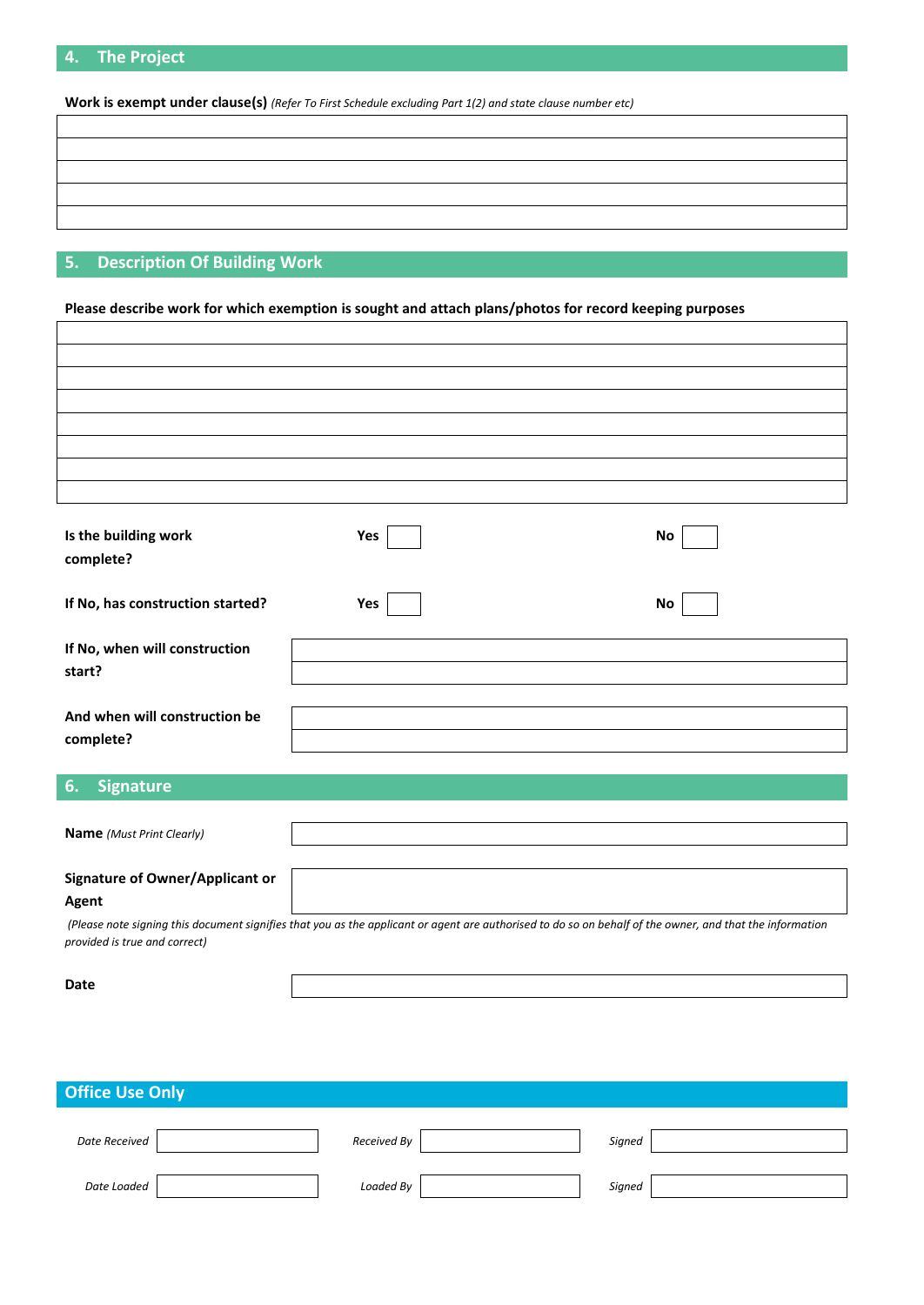## 4. The Project

**Work is exempt under clause(s)** *(Refer To First Schedule excluding Part 1(2) and state clause number etc)*

| |
|---|
| |
| |
| |
| |
| |

## 5. Description Of Building Work

**Please describe work for which exemption is sought and attach plans/photos for record keeping purposes**

| |
|---|
| |
| |
| |
| |
| |
| |
| |
| |

| | | |
|---|---|---|
| **Is the building work complete?** | **Yes** ☐ | **No** ☐ |
| **If No, has construction started?** | **Yes** ☐ | **No** ☐ |

**If No, when will construction start?** ______________________

**And when will construction be complete?** ______________________

## 6. Signature

**Name** *(Must Print Clearly)* ______________________

**Signature of Owner/Applicant or Agent** ______________________

*(Please note signing this document signifies that you as the applicant or agent are authorised to do so on behalf of the owner, and that the information provided is true and correct)*

**Date** ______________________

## Office Use Only

| | | | | | |
|---|---|---|---|---|---|
| *Date Received* | | *Received By* | | *Signed* | |
| *Date Loaded* | | *Loaded By* | | *Signed* | |